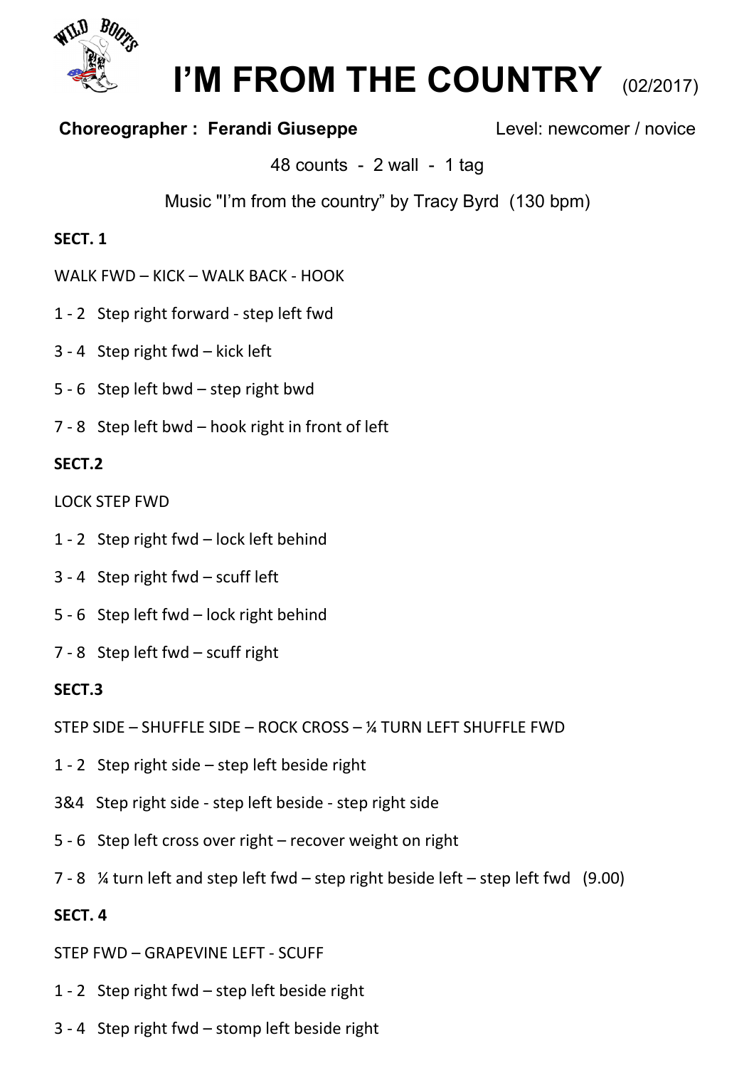# I'M FROM THE COUNTRY (02/2017)

**Choreographer : Ferandi Giuseppe** Level: newcomer / novice

48 counts - 2 wall - 1 tag

Music "I'm from the country" by Tracy Byrd (130 bpm)

**SECT. 1**

WALK FWD – KICK – WALK BACK - HOOK

1 - 2 Step right forward - step left fwd

3 - 4 Step right fwd – kick left

5 - 6 Step left bwd – step right bwd

7 - 8 Step left bwd – hook right in front of left

**SECT.2**

LOCK STEP FWD

1 - 2 Step right fwd – lock left behind

3 - 4 Step right fwd – scuff left

5 - 6 Step left fwd – lock right behind

7 - 8 Step left fwd – scuff right

**SECT.3**

STEP SIDE – SHUFFLE SIDE – ROCK CROSS – ¼ TURN LEFT SHUFFLE FWD

1 - 2 Step right side – step left beside right

3&4 Step right side - step left beside - step right side

5 - 6 Step left cross over right – recover weight on right

7 - 8 ¼ turn left and step left fwd – step right beside left – step left fwd (9.00)

**SECT. 4**

STEP FWD – GRAPEVINE LEFT - SCUFF

1 - 2 Step right fwd – step left beside right

3 - 4 Step right fwd – stomp left beside right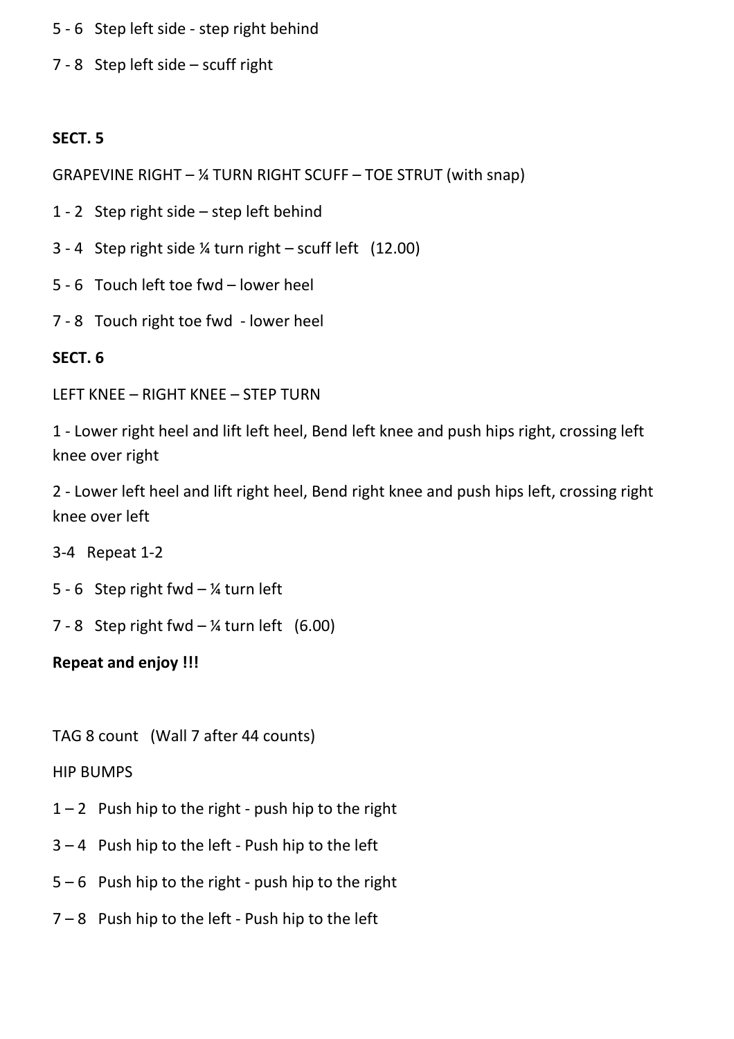5 - 6 Step left side - step right behind

7 - 8 Step left side – scuff right

**SECT. 5**

GRAPEVINE RIGHT – ¼ TURN RIGHT SCUFF – TOE STRUT (with snap)

1 - 2 Step right side – step left behind

3 - 4 Step right side ¼ turn right – scuff left (12.00)

5 - 6 Touch left toe fwd – lower heel

7 - 8 Touch right toe fwd - lower heel

**SECT. 6**

LEFT KNEE – RIGHT KNEE – STEP TURN

1 - Lower right heel and lift left heel, Bend left knee and push hips right, crossing left knee over right

2 - Lower left heel and lift right heel, Bend right knee and push hips left, crossing right knee over left

3-4 Repeat 1-2

5 - 6 Step right fwd – ¼ turn left

7 - 8 Step right fwd – ¼ turn left (6.00)

**Repeat and enjoy !!!**

TAG 8 count (Wall 7 after 44 counts)

HIP BUMPS

1 – 2 Push hip to the right - push hip to the right

3 – 4 Push hip to the left - Push hip to the left

5 – 6 Push hip to the right - push hip to the right

7 – 8 Push hip to the left - Push hip to the left